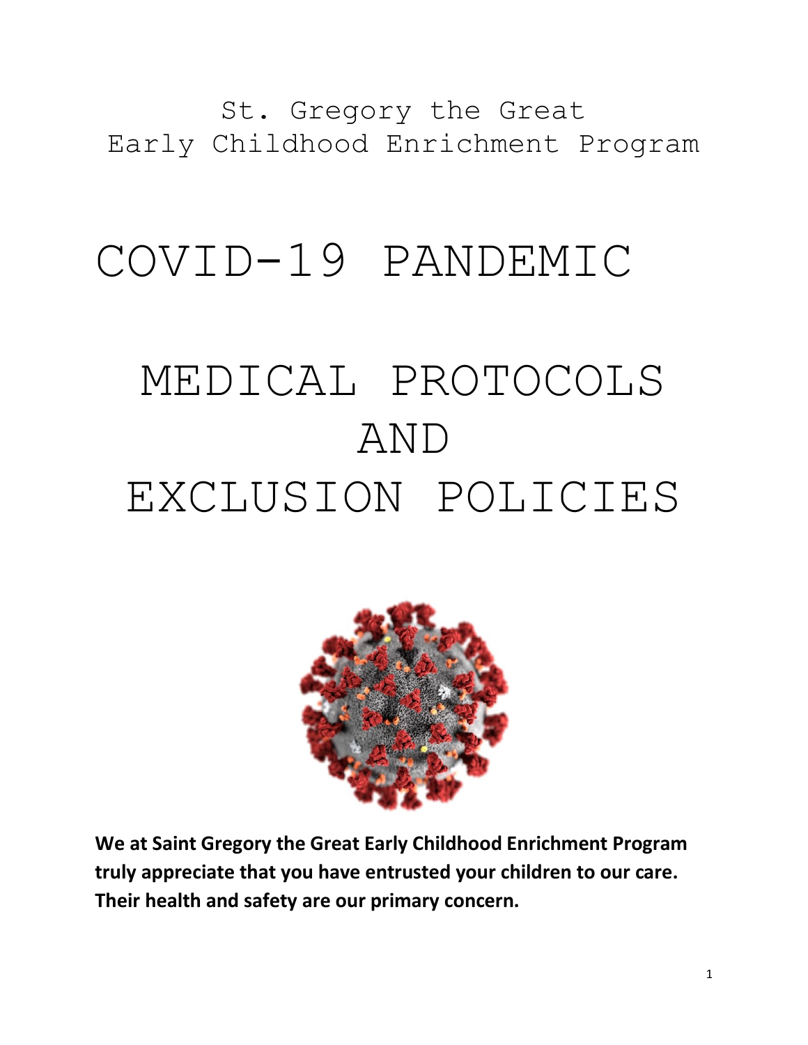St. Gregory the Great
Early Childhood Enrichment Program

# COVID-19 PANDEMIC

# MEDICAL PROTOCOLS AND EXCLUSION POLICIES

**We at Saint Gregory the Great Early Childhood Enrichment Program truly appreciate that you have entrusted your children to our care. Their health and safety are our primary concern.**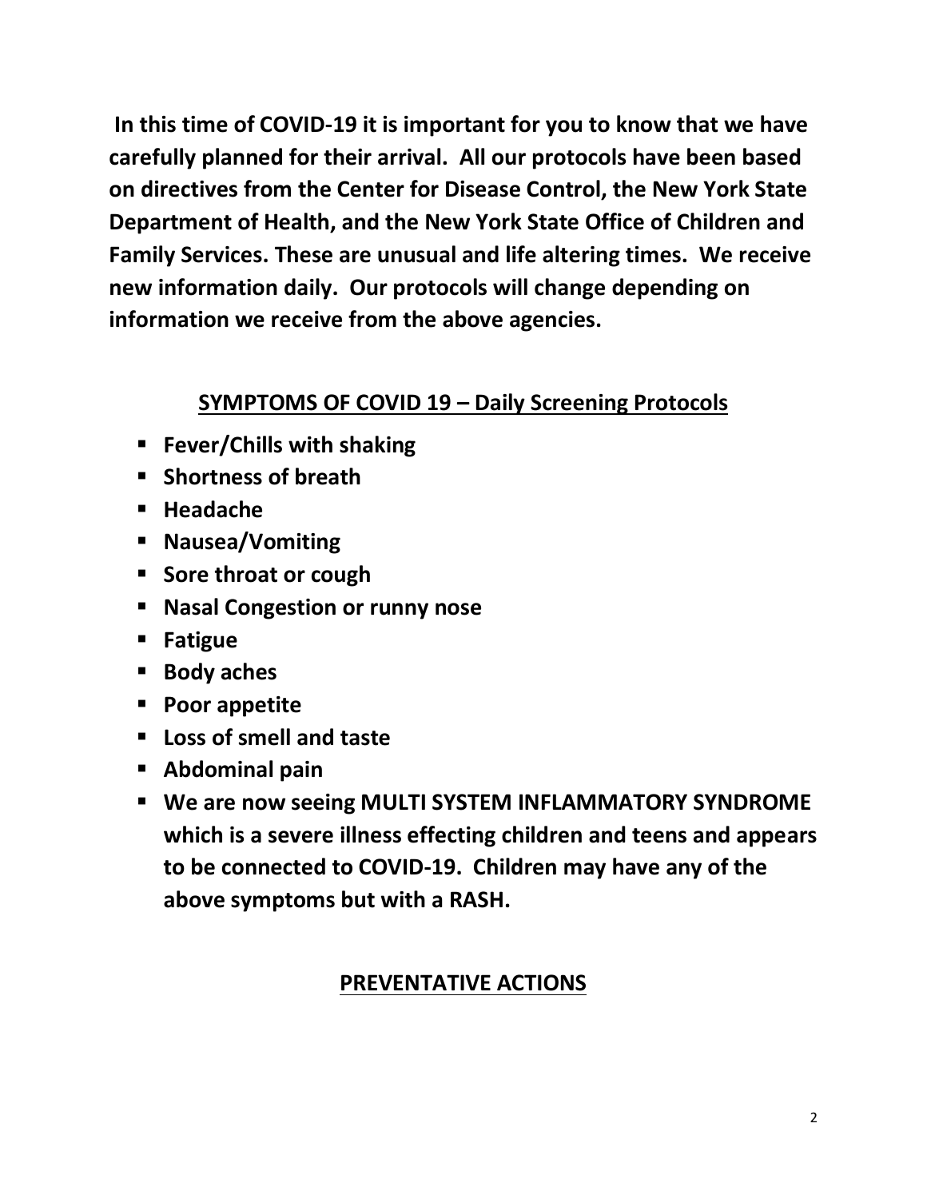**In this time of COVID-19 it is important for you to know that we have carefully planned for their arrival. All our protocols have been based on directives from the Center for Disease Control, the New York State Department of Health, and the New York State Office of Children and Family Services. These are unusual and life altering times. We receive new information daily. Our protocols will change depending on information we receive from the above agencies.**

## SYMPTOMS OF COVID 19 – Daily Screening Protocols

- **Fever/Chills with shaking**
- **Shortness of breath**
- **Headache**
- **Nausea/Vomiting**
- **Sore throat or cough**
- **Nasal Congestion or runny nose**
- **Fatigue**
- **Body aches**
- **Poor appetite**
- **Loss of smell and taste**
- **Abdominal pain**
- **We are now seeing MULTI SYSTEM INFLAMMATORY SYNDROME which is a severe illness effecting children and teens and appears to be connected to COVID-19. Children may have any of the above symptoms but with a RASH.**

## PREVENTATIVE ACTIONS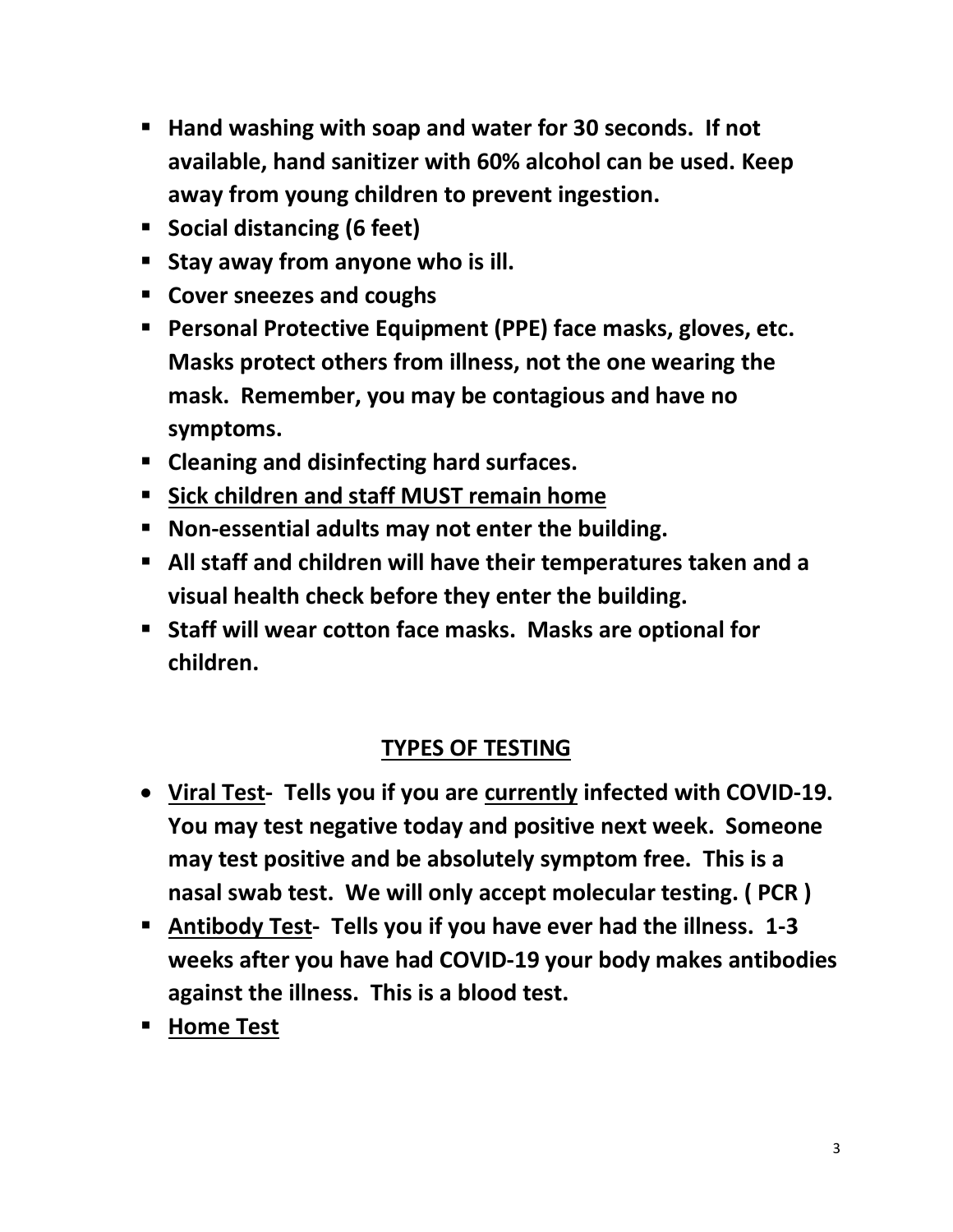- **Hand washing with soap and water for 30 seconds. If not available, hand sanitizer with 60% alcohol can be used. Keep away from young children to prevent ingestion.**
- **Social distancing (6 feet)**
- **Stay away from anyone who is ill.**
- **Cover sneezes and coughs**
- **Personal Protective Equipment (PPE) face masks, gloves, etc. Masks protect others from illness, not the one wearing the mask. Remember, you may be contagious and have no symptoms.**
- **Cleaning and disinfecting hard surfaces.**
- **<u>Sick children and staff MUST remain home</u>**
- **Non-essential adults may not enter the building.**
- **All staff and children will have their temperatures taken and a visual health check before they enter the building.**
- **Staff will wear cotton face masks. Masks are optional for children.**

## <u>TYPES OF TESTING</u>

- **<u>Viral Test</u>- Tells you if you are <u>currently</u> infected with COVID-19. You may test negative today and positive next week. Someone may test positive and be absolutely symptom free. This is a nasal swab test. We will only accept molecular testing. ( PCR )**
- **<u>Antibody Test</u>- Tells you if you have ever had the illness. 1-3 weeks after you have had COVID-19 your body makes antibodies against the illness. This is a blood test.**
- **<u>Home Test</u>**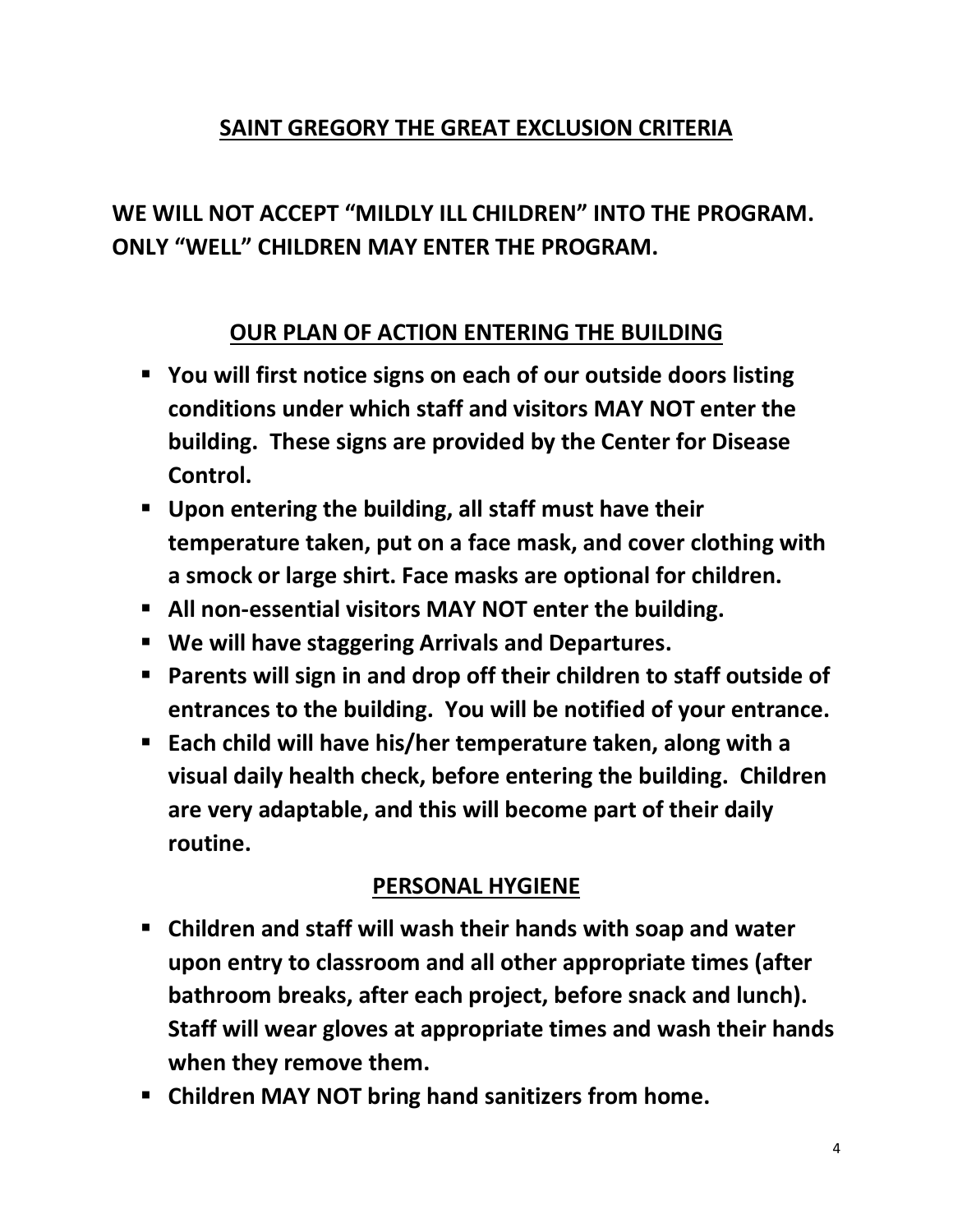## SAINT GREGORY THE GREAT EXCLUSION CRITERIA

**WE WILL NOT ACCEPT "MILDLY ILL CHILDREN" INTO THE PROGRAM. ONLY "WELL" CHILDREN MAY ENTER THE PROGRAM.**

## OUR PLAN OF ACTION ENTERING THE BUILDING

- **You will first notice signs on each of our outside doors listing conditions under which staff and visitors MAY NOT enter the building. These signs are provided by the Center for Disease Control.**
- **Upon entering the building, all staff must have their temperature taken, put on a face mask, and cover clothing with a smock or large shirt. Face masks are optional for children.**
- **All non-essential visitors MAY NOT enter the building.**
- **We will have staggering Arrivals and Departures.**
- **Parents will sign in and drop off their children to staff outside of entrances to the building. You will be notified of your entrance.**
- **Each child will have his/her temperature taken, along with a visual daily health check, before entering the building. Children are very adaptable, and this will become part of their daily routine.**

## PERSONAL HYGIENE

- **Children and staff will wash their hands with soap and water upon entry to classroom and all other appropriate times (after bathroom breaks, after each project, before snack and lunch). Staff will wear gloves at appropriate times and wash their hands when they remove them.**
- **Children MAY NOT bring hand sanitizers from home.**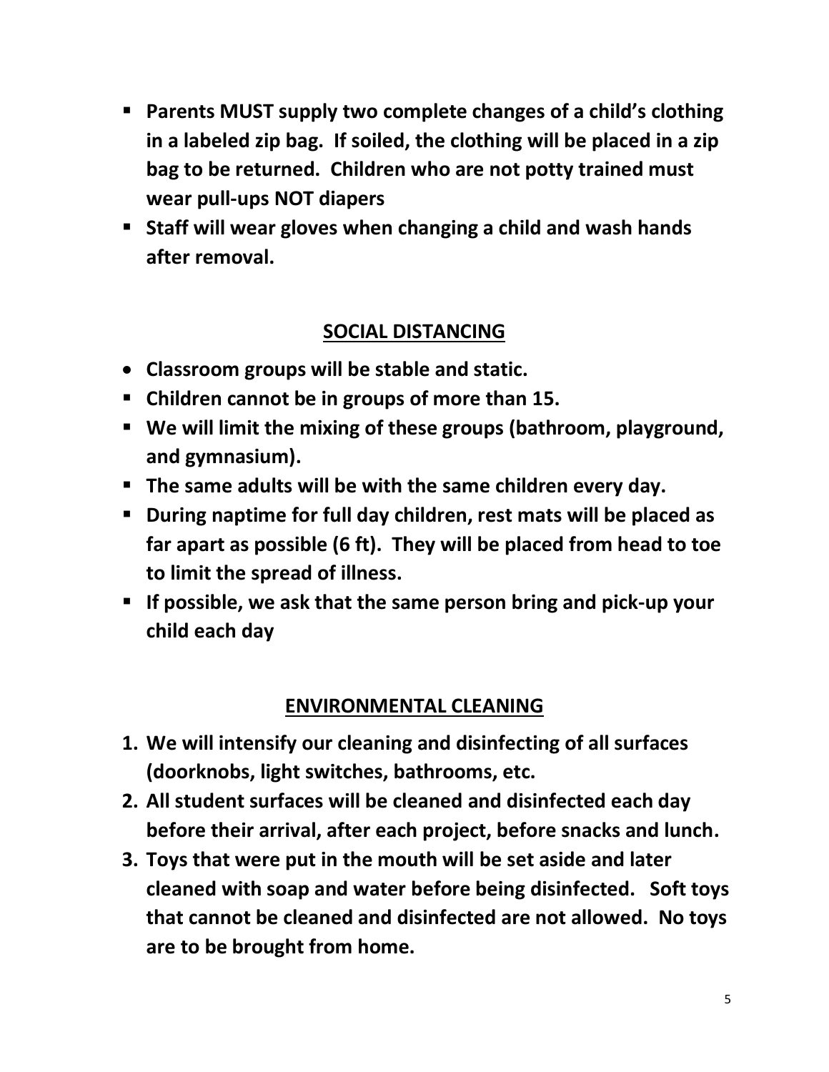- **Parents MUST supply two complete changes of a child's clothing in a labeled zip bag. If soiled, the clothing will be placed in a zip bag to be returned. Children who are not potty trained must wear pull-ups NOT diapers**
- **Staff will wear gloves when changing a child and wash hands after removal.**

## SOCIAL DISTANCING

- **Classroom groups will be stable and static.**
- **Children cannot be in groups of more than 15.**
- **We will limit the mixing of these groups (bathroom, playground, and gymnasium).**
- **The same adults will be with the same children every day.**
- **During naptime for full day children, rest mats will be placed as far apart as possible (6 ft). They will be placed from head to toe to limit the spread of illness.**
- **If possible, we ask that the same person bring and pick-up your child each day**

## ENVIRONMENTAL CLEANING

1. **We will intensify our cleaning and disinfecting of all surfaces (doorknobs, light switches, bathrooms, etc.**
2. **All student surfaces will be cleaned and disinfected each day before their arrival, after each project, before snacks and lunch.**
3. **Toys that were put in the mouth will be set aside and later cleaned with soap and water before being disinfected. Soft toys that cannot be cleaned and disinfected are not allowed. No toys are to be brought from home.**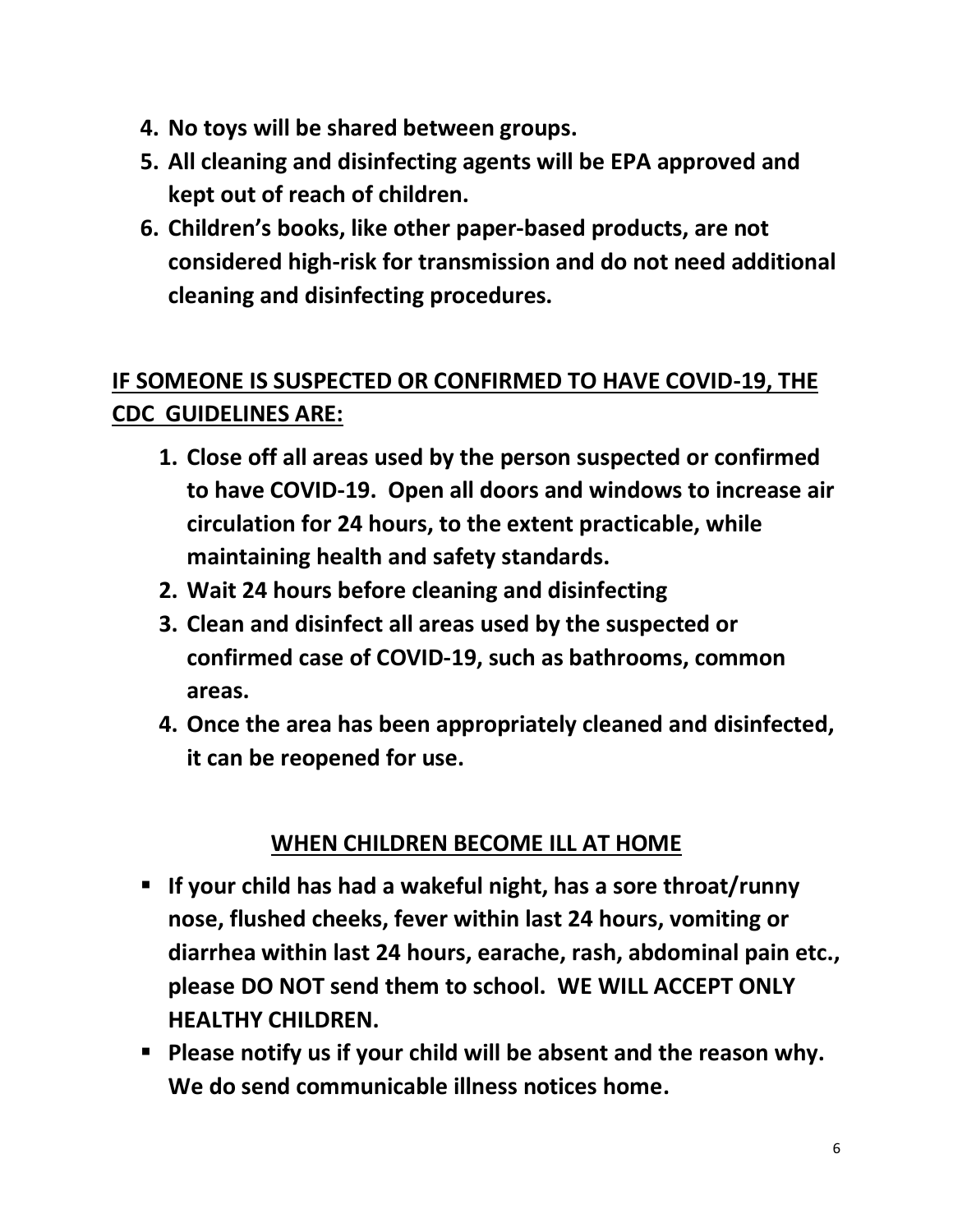4. **No toys will be shared between groups.**
5. **All cleaning and disinfecting agents will be EPA approved and kept out of reach of children.**
6. **Children's books, like other paper-based products, are not considered high-risk for transmission and do not need additional cleaning and disinfecting procedures.**

## IF SOMEONE IS SUSPECTED OR CONFIRMED TO HAVE COVID-19, THE CDC GUIDELINES ARE:

1. **Close off all areas used by the person suspected or confirmed to have COVID-19. Open all doors and windows to increase air circulation for 24 hours, to the extent practicable, while maintaining health and safety standards.**
2. **Wait 24 hours before cleaning and disinfecting**
3. **Clean and disinfect all areas used by the suspected or confirmed case of COVID-19, such as bathrooms, common areas.**
4. **Once the area has been appropriately cleaned and disinfected, it can be reopened for use.**

## WHEN CHILDREN BECOME ILL AT HOME

- **If your child has had a wakeful night, has a sore throat/runny nose, flushed cheeks, fever within last 24 hours, vomiting or diarrhea within last 24 hours, earache, rash, abdominal pain etc., please DO NOT send them to school. WE WILL ACCEPT ONLY HEALTHY CHILDREN.**
- **Please notify us if your child will be absent and the reason why. We do send communicable illness notices home.**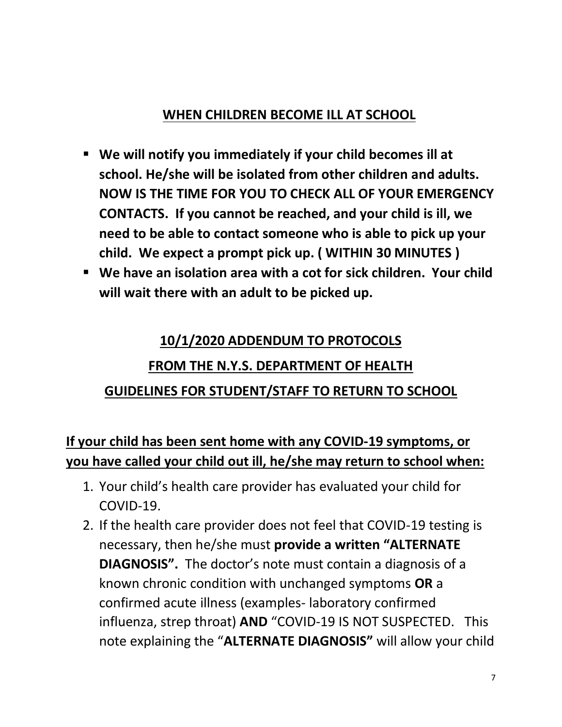## WHEN CHILDREN BECOME ILL AT SCHOOL

- **We will notify you immediately if your child becomes ill at school. He/she will be isolated from other children and adults. NOW IS THE TIME FOR YOU TO CHECK ALL OF YOUR EMERGENCY CONTACTS. If you cannot be reached, and your child is ill, we need to be able to contact someone who is able to pick up your child. We expect a prompt pick up. ( WITHIN 30 MINUTES )**
- **We have an isolation area with a cot for sick children. Your child will wait there with an adult to be picked up.**

## 10/1/2020 ADDENDUM TO PROTOCOLS

## FROM THE N.Y.S. DEPARTMENT OF HEALTH

## GUIDELINES FOR STUDENT/STAFF TO RETURN TO SCHOOL

**If your child has been sent home with any COVID-19 symptoms, or you have called your child out ill, he/she may return to school when:**

1. Your child's health care provider has evaluated your child for COVID-19.
2. If the health care provider does not feel that COVID-19 testing is necessary, then he/she must **provide a written "ALTERNATE DIAGNOSIS".** The doctor's note must contain a diagnosis of a known chronic condition with unchanged symptoms **OR** a confirmed acute illness (examples- laboratory confirmed influenza, strep throat) **AND** "COVID-19 IS NOT SUSPECTED. This note explaining the "**ALTERNATE DIAGNOSIS"** will allow your child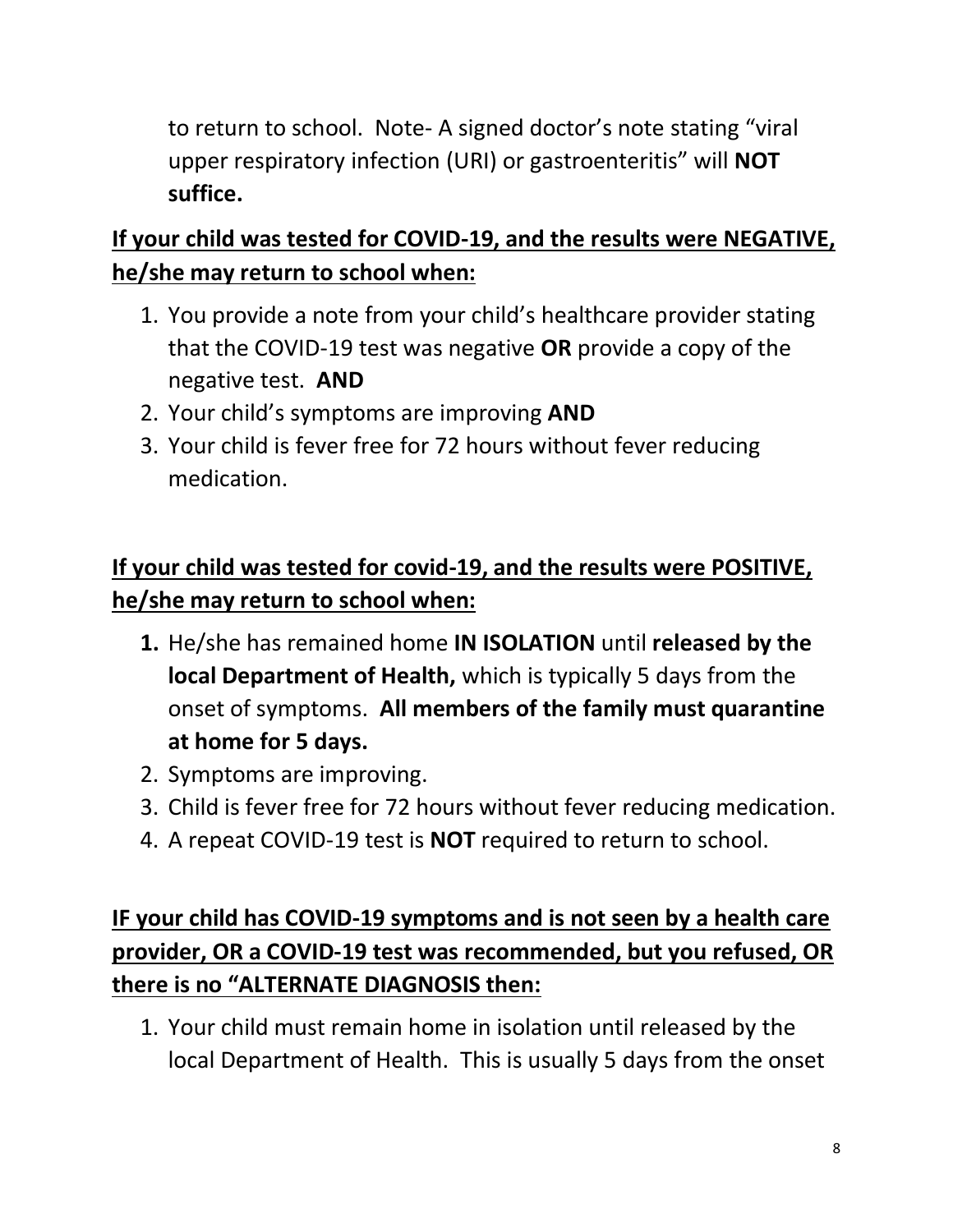to return to school. Note- A signed doctor's note stating "viral upper respiratory infection (URI) or gastroenteritis" will **NOT suffice.**

**If your child was tested for COVID-19, and the results were NEGATIVE, he/she may return to school when:**

1. You provide a note from your child's healthcare provider stating that the COVID-19 test was negative **OR** provide a copy of the negative test. **AND**
2. Your child's symptoms are improving **AND**
3. Your child is fever free for 72 hours without fever reducing medication.

**If your child was tested for covid-19, and the results were POSITIVE, he/she may return to school when:**

1. He/she has remained home **IN ISOLATION** until **released by the local Department of Health,** which is typically 5 days from the onset of symptoms. **All members of the family must quarantine at home for 5 days.**
2. Symptoms are improving.
3. Child is fever free for 72 hours without fever reducing medication.
4. A repeat COVID-19 test is **NOT** required to return to school.

**IF your child has COVID-19 symptoms and is not seen by a health care provider, OR a COVID-19 test was recommended, but you refused, OR there is no "ALTERNATE DIAGNOSIS then:**

1. Your child must remain home in isolation until released by the local Department of Health. This is usually 5 days from the onset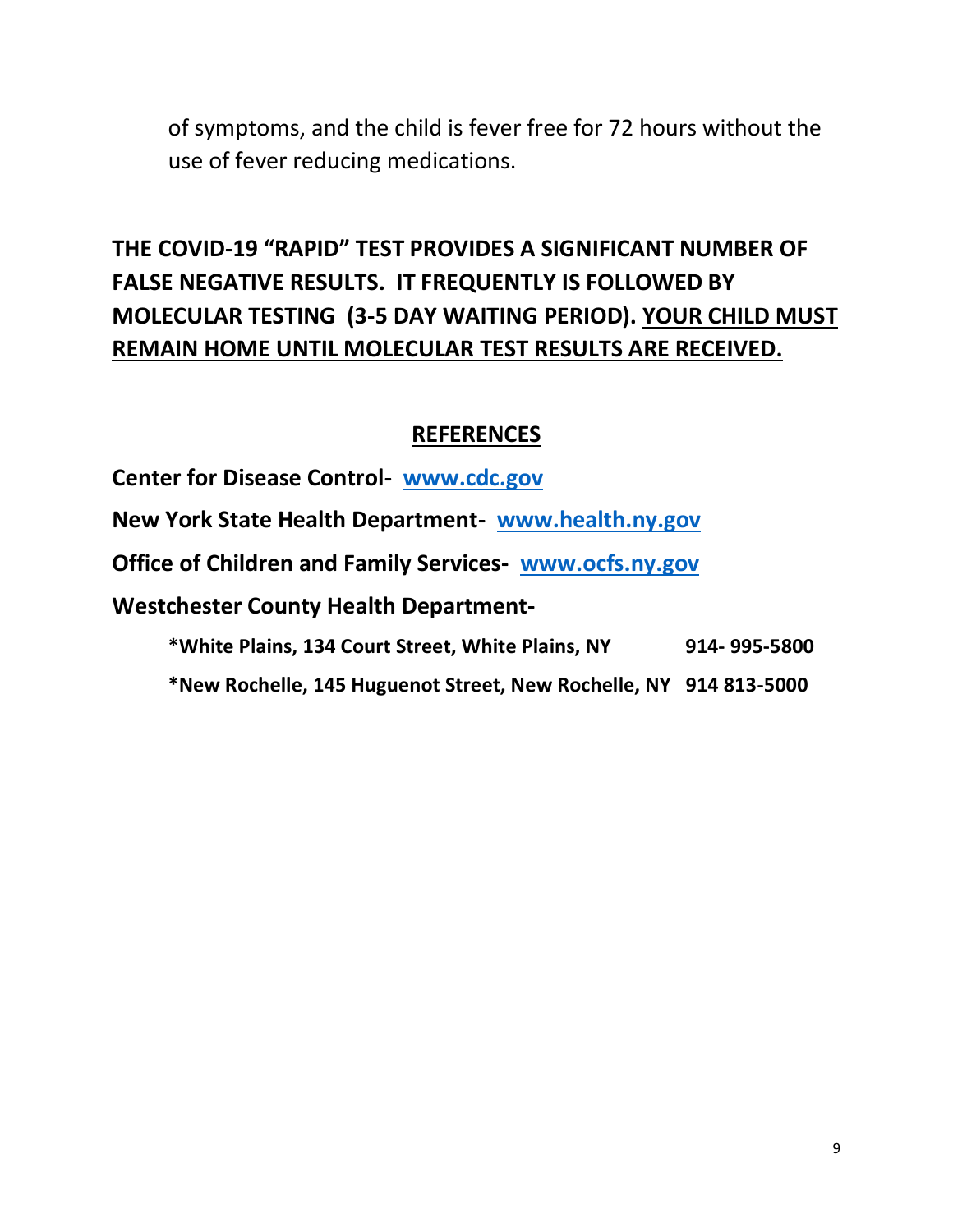of symptoms, and the child is fever free for 72 hours without the use of fever reducing medications.

**THE COVID-19 "RAPID" TEST PROVIDES A SIGNIFICANT NUMBER OF FALSE NEGATIVE RESULTS. IT FREQUENTLY IS FOLLOWED BY MOLECULAR TESTING (3-5 DAY WAITING PERIOD). <u>YOUR CHILD MUST REMAIN HOME UNTIL MOLECULAR TEST RESULTS ARE RECEIVED.</u>**

## REFERENCES

**Center for Disease Control- [www.cdc.gov](www.cdc.gov)**

**New York State Health Department- [www.health.ny.gov](www.health.ny.gov)**

**Office of Children and Family Services- [www.ocfs.ny.gov](www.ocfs.ny.gov)**

**Westchester County Health Department-**

**\*White Plains, 134 Court Street, White Plains, NY 914- 995-5800**

**\*New Rochelle, 145 Huguenot Street, New Rochelle, NY 914 813-5000**